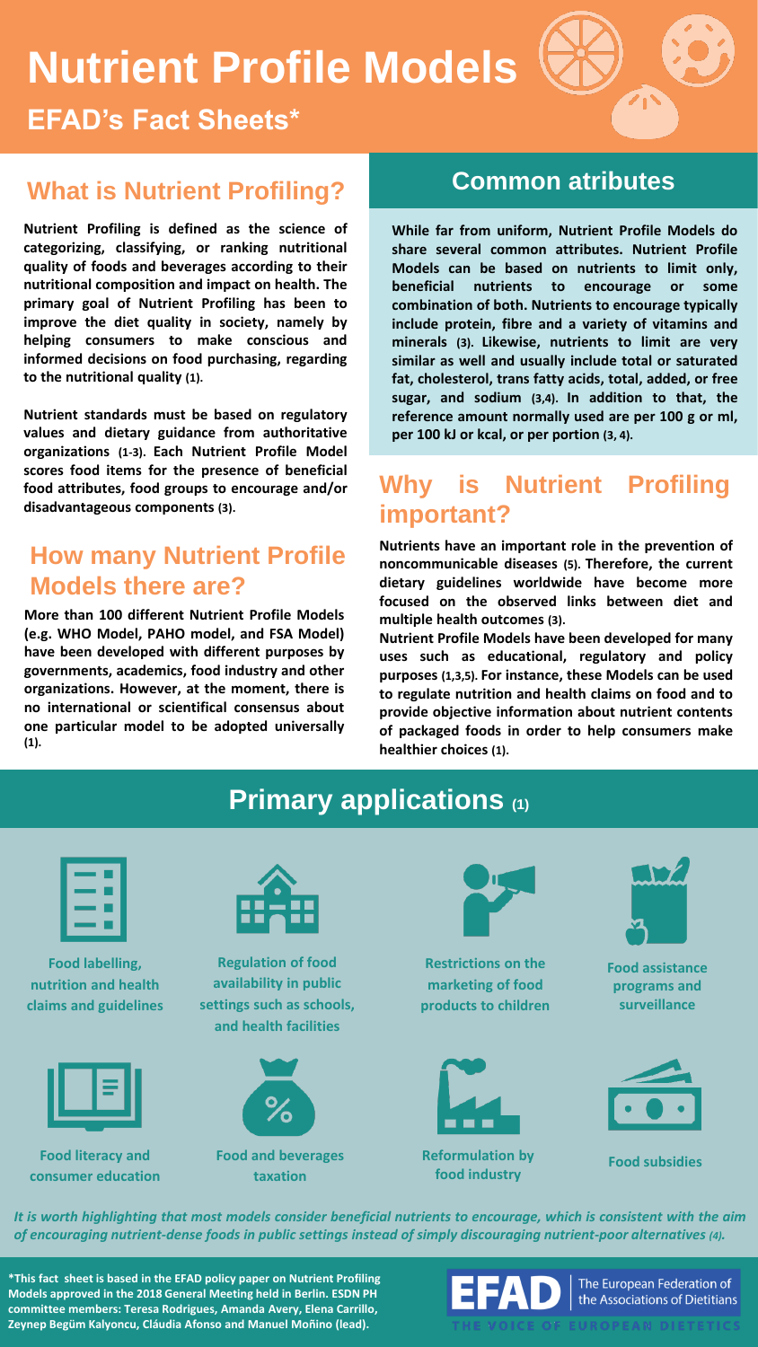# Nutrient Profile Models

## EFAD's Fact Sheets*

## What is Nutrient Profiling?

**Nutrient Profiling is defined as the science of categorizing, classifying, or ranking nutritional quality of foods and beverages according to their nutritional composition and impact on health. The primary goal of Nutrient Profiling has been to improve the diet quality in society, namely by helping consumers to make conscious and informed decisions on food purchasing, regarding to the nutritional quality (1).**

**Nutrient standards must be based on regulatory values and dietary guidance from authoritative organizations (1-3). Each Nutrient Profile Model scores food items for the presence of beneficial food attributes, food groups to encourage and/or disadvantageous components (3).**

## How many Nutrient Profile Models there are?

**More than 100 different Nutrient Profile Models (e.g. WHO Model, PAHO model, and FSA Model) have been developed with different purposes by governments, academics, food industry and other organizations. However, at the moment, there is no international or scientifical consensus about one particular model to be adopted universally (1).**

## Common atributes

**While far from uniform, Nutrient Profile Models do share several common attributes. Nutrient Profile Models can be based on nutrients to limit only, beneficial nutrients to encourage or some combination of both. Nutrients to encourage typically include protein, fibre and a variety of vitamins and minerals (3). Likewise, nutrients to limit are very similar as well and usually include total or saturated fat, cholesterol, trans fatty acids, total, added, or free sugar, and sodium (3,4). In addition to that, the reference amount normally used are per 100 g or ml, per 100 kJ or kcal, or per portion (3, 4).**

## Why is Nutrient Profiling important?

**Nutrients have an important role in the prevention of noncommunicable diseases (5). Therefore, the current dietary guidelines worldwide have become more focused on the observed links between diet and multiple health outcomes (3).**

**Nutrient Profile Models have been developed for many uses such as educational, regulatory and policy purposes (1,3,5). For instance, these Models can be used to regulate nutrition and health claims on food and to provide objective information about nutrient contents of packaged foods in order to help consumers make healthier choices (1).**

## Primary applications (1)

- **Food labelling, nutrition and health claims and guidelines**
- **Regulation of food availability in public settings such as schools, and health facilities**
- **Restrictions on the marketing of food products to children**
- **Food assistance programs and surveillance**
- **Food literacy and consumer education**
- **Food and beverages taxation**
- **Reformulation by food industry**
- **Food subsidies**

***It is worth highlighting that most models consider beneficial nutrients to encourage, which is consistent with the aim of encouraging nutrient-dense foods in public settings instead of simply discouraging nutrient-poor alternatives (4).***

**\*This fact sheet is based in the EFAD policy paper on Nutrient Profiling Models approved in the 2018 General Meeting held in Berlin. ESDN PH committee members: Teresa Rodrigues, Amanda Avery, Elena Carrillo, Zeynep Begüm Kalyoncu, Cláudia Afonso and Manuel Moñino (lead).**

EFAD | The European Federation of the Associations of Dietitians

THE VOICE OF EUROPEAN DIETETICS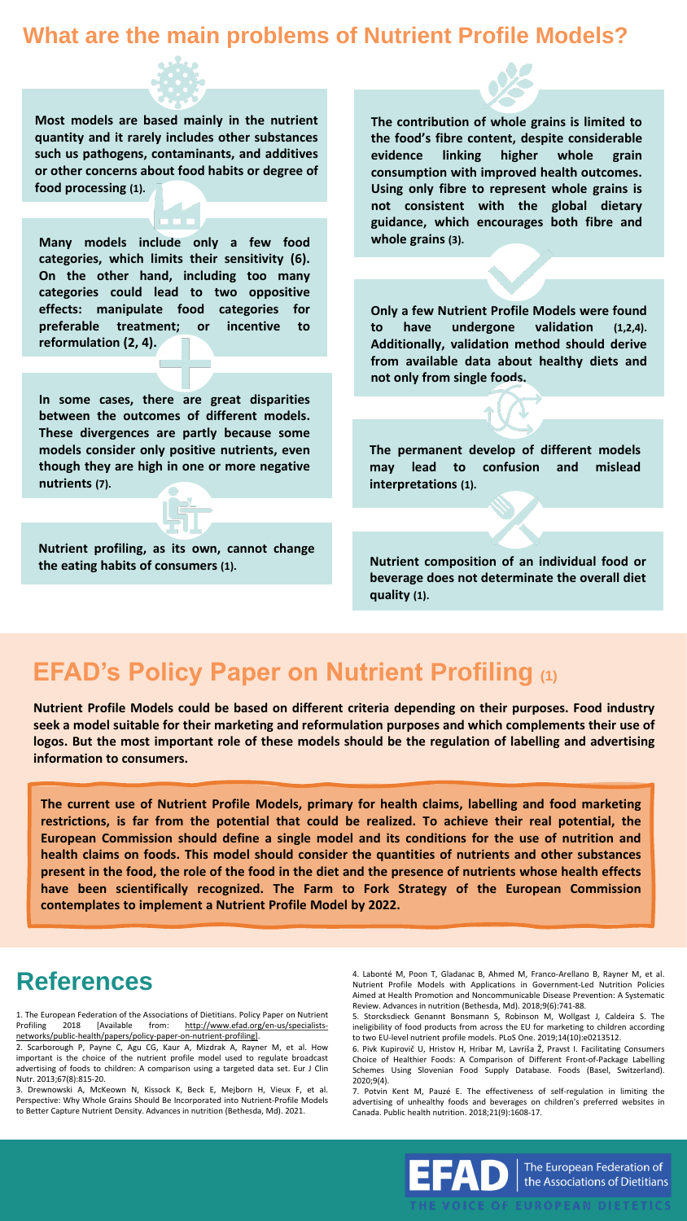## What are the main problems of Nutrient Profile Models?

**Most models are based mainly in the nutrient quantity and it rarely includes other substances such us pathogens, contaminants, and additives or other concerns about food habits or degree of food processing (1).**

**Many models include only a few food categories, which limits their sensitivity (6). On the other hand, including too many categories could lead to two oppositive effects: manipulate food categories for preferable treatment; or incentive to reformulation (2, 4).**

**In some cases, there are great disparities between the outcomes of different models. These divergences are partly because some models consider only positive nutrients, even though they are high in one or more negative nutrients (7).**

**Nutrient profiling, as its own, cannot change the eating habits of consumers (1).**

**The contribution of whole grains is limited to the food's fibre content, despite considerable evidence linking higher whole grain consumption with improved health outcomes. Using only fibre to represent whole grains is not consistent with the global dietary guidance, which encourages both fibre and whole grains (3).**

**Only a few Nutrient Profile Models were found to have undergone validation (1,2,4). Additionally, validation method should derive from available data about healthy diets and not only from single foods.**

**The permanent develop of different models may lead to confusion and mislead interpretations (1).**

**Nutrient composition of an individual food or beverage does not determinate the overall diet quality (1).**

## EFAD's Policy Paper on Nutrient Profiling (1)

**Nutrient Profile Models could be based on different criteria depending on their purposes. Food industry seek a model suitable for their marketing and reformulation purposes and which complements their use of logos. But the most important role of these models should be the regulation of labelling and advertising information to consumers.**

**The current use of Nutrient Profile Models, primary for health claims, labelling and food marketing restrictions, is far from the potential that could be realized. To achieve their real potential, the European Commission should define a single model and its conditions for the use of nutrition and health claims on foods. This model should consider the quantities of nutrients and other substances present in the food, the role of the food in the diet and the presence of nutrients whose health effects have been scientifically recognized. The Farm to Fork Strategy of the European Commission contemplates to implement a Nutrient Profile Model by 2022.**

## References

1. The European Federation of the Associations of Dietitians. Policy Paper on Nutrient Profiling 2018 [Available from: http://www.efad.org/en-us/specialists-networks/public-health/papers/policy-paper-on-nutrient-profiling].
2. Scarborough P, Payne C, Agu CG, Kaur A, Mizdrak A, Rayner M, et al. How important is the choice of the nutrient profile model used to regulate broadcast advertising of foods to children: A comparison using a targeted data set. Eur J Clin Nutr. 2013;67(8):815-20.
3. Drewnowski A, McKeown N, Kissock K, Beck E, Mejborn H, Vieux F, et al. Perspective: Why Whole Grains Should Be Incorporated into Nutrient-Profile Models to Better Capture Nutrient Density. Advances in nutrition (Bethesda, Md). 2021.
4. Labonté M, Poon T, Gladanac B, Ahmed M, Franco-Arellano B, Rayner M, et al. Nutrient Profile Models with Applications in Government-Led Nutrition Policies Aimed at Health Promotion and Noncommunicable Disease Prevention: A Systematic Review. Advances in nutrition (Bethesda, Md). 2018;9(6):741-88.
5. Storcksdieck Genannt Bonsmann S, Robinson M, Wollgast J, Caldeira S. The ineligibility of food products from across the EU for marketing to children according to two EU-level nutrient profile models. PLoS One. 2019;14(10):e0213512.
6. Pivk Kupirovič U, Hristov H, Hribar M, Lavriša Ž, Pravst I. Facilitating Consumers Choice of Healthier Foods: A Comparison of Different Front-of-Package Labelling Schemes Using Slovenian Food Supply Database. Foods (Basel, Switzerland). 2020;9(4).
7. Potvin Kent M, Pauzé E. The effectiveness of self-regulation in limiting the advertising of unhealthy foods and beverages on children's preferred websites in Canada. Public health nutrition. 2018;21(9):1608-17.

EFAD | The European Federation of the Associations of Dietitians

THE VOICE OF EUROPEAN DIETETICS